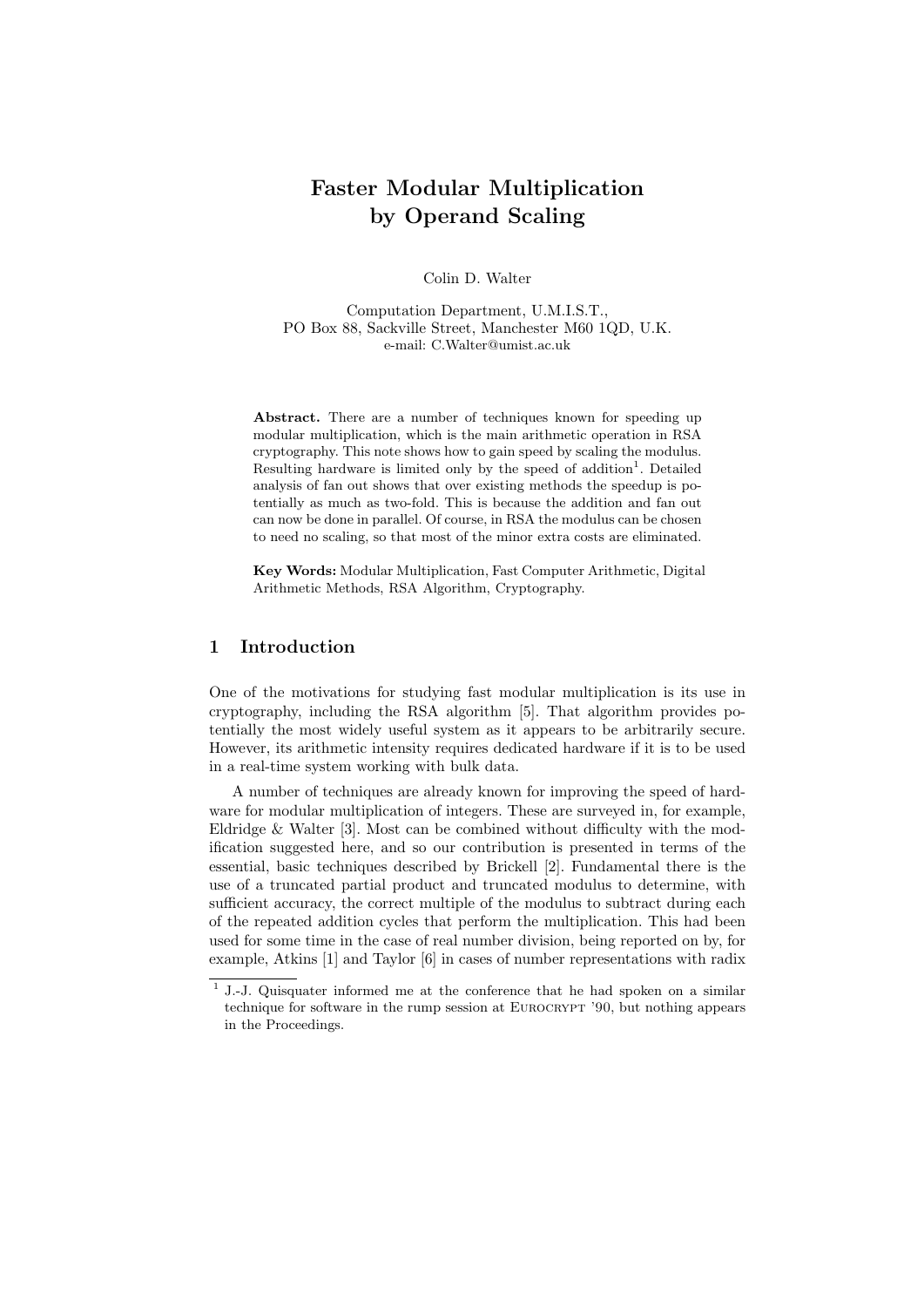# Faster Modular Multiplication by Operand Scaling

Colin D. Walter

Computation Department, U.M.I.S.T.,
PO Box 88, Sackville Street, Manchester M60 1QD, U.K.
e-mail: C.Walter@umist.ac.uk

**Abstract.** There are a number of techniques known for speeding up modular multiplication, which is the main arithmetic operation in RSA cryptography. This note shows how to gain speed by scaling the modulus. Resulting hardware is limited only by the speed of addition[1]. Detailed analysis of fan out shows that over existing methods the speedup is potentially as much as two-fold. This is because the addition and fan out can now be done in parallel. Of course, in RSA the modulus can be chosen to need no scaling, so that most of the minor extra costs are eliminated.

**Key Words:** Modular Multiplication, Fast Computer Arithmetic, Digital Arithmetic Methods, RSA Algorithm, Cryptography.

## 1 Introduction

One of the motivations for studying fast modular multiplication is its use in cryptography, including the RSA algorithm [5]. That algorithm provides potentially the most widely useful system as it appears to be arbitrarily secure. However, its arithmetic intensity requires dedicated hardware if it is to be used in a real-time system working with bulk data.

A number of techniques are already known for improving the speed of hardware for modular multiplication of integers. These are surveyed in, for example, Eldridge & Walter [3]. Most can be combined without difficulty with the modification suggested here, and so our contribution is presented in terms of the essential, basic techniques described by Brickell [2]. Fundamental there is the use of a truncated partial product and truncated modulus to determine, with sufficient accuracy, the correct multiple of the modulus to subtract during each of the repeated addition cycles that perform the multiplication. This had been used for some time in the case of real number division, being reported on by, for example, Atkins [1] and Taylor [6] in cases of number representations with radix

[1] J.-J. Quisquater informed me at the conference that he had spoken on a similar technique for software in the rump session at Eurocrypt '90, but nothing appears in the Proceedings.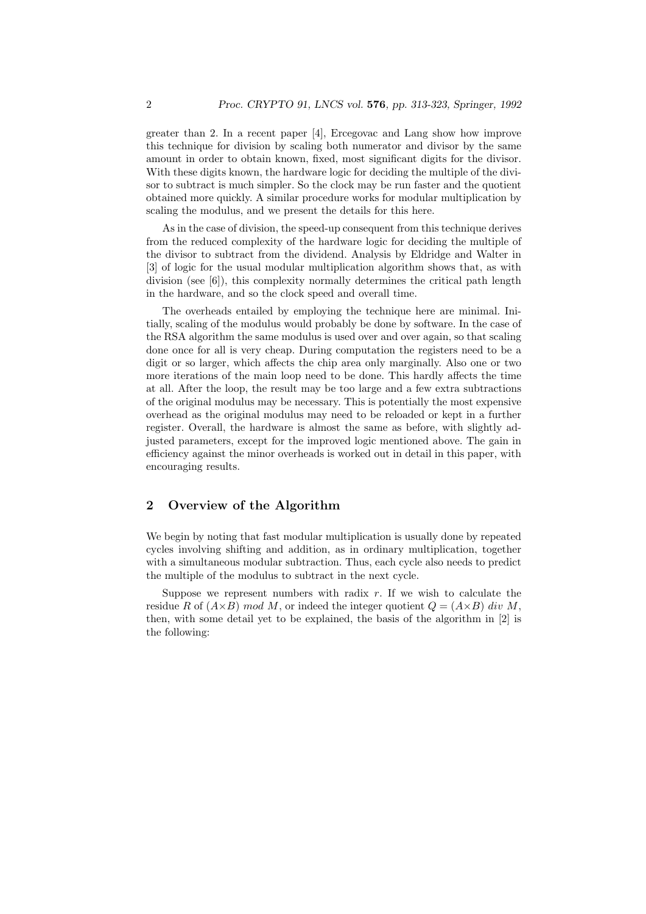greater than 2. In a recent paper [4], Ercegovac and Lang show how improve this technique for division by scaling both numerator and divisor by the same amount in order to obtain known, fixed, most significant digits for the divisor. With these digits known, the hardware logic for deciding the multiple of the divisor to subtract is much simpler. So the clock may be run faster and the quotient obtained more quickly. A similar procedure works for modular multiplication by scaling the modulus, and we present the details for this here.

As in the case of division, the speed-up consequent from this technique derives from the reduced complexity of the hardware logic for deciding the multiple of the divisor to subtract from the dividend. Analysis by Eldridge and Walter in [3] of logic for the usual modular multiplication algorithm shows that, as with division (see [6]), this complexity normally determines the critical path length in the hardware, and so the clock speed and overall time.

The overheads entailed by employing the technique here are minimal. Initially, scaling of the modulus would probably be done by software. In the case of the RSA algorithm the same modulus is used over and over again, so that scaling done once for all is very cheap. During computation the registers need to be a digit or so larger, which affects the chip area only marginally. Also one or two more iterations of the main loop need to be done. This hardly affects the time at all. After the loop, the result may be too large and a few extra subtractions of the original modulus may be necessary. This is potentially the most expensive overhead as the original modulus may need to be reloaded or kept in a further register. Overall, the hardware is almost the same as before, with slightly adjusted parameters, except for the improved logic mentioned above. The gain in efficiency against the minor overheads is worked out in detail in this paper, with encouraging results.

## 2 Overview of the Algorithm

We begin by noting that fast modular multiplication is usually done by repeated cycles involving shifting and addition, as in ordinary multiplication, together with a simultaneous modular subtraction. Thus, each cycle also needs to predict the multiple of the modulus to subtract in the next cycle.

Suppose we represent numbers with radix $r$. If we wish to calculate the residue $R$ of $(A{\times}B)\ mod\ M$, or indeed the integer quotient $Q = (A{\times}B)\ div\ M$, then, with some detail yet to be explained, the basis of the algorithm in [2] is the following: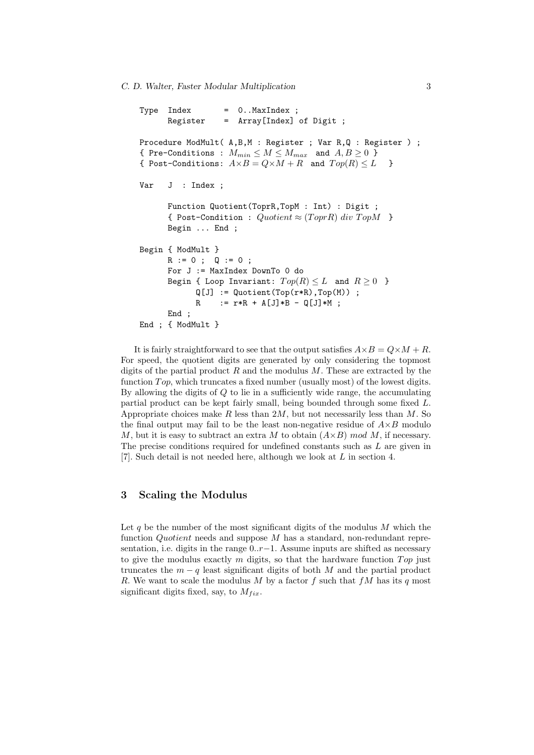```
Type  Index      =  0..MaxIndex ;
      Register   =  Array[Index] of Digit ;

Procedure ModMult( A,B,M : Register ; Var R,Q : Register ) ;
{ Pre-Conditions : M_min ≤ M ≤ M_max  and  A,B ≥ 0 }
{ Post-Conditions: A×B = Q×M + R  and  Top(R) ≤ L   }

Var   J  : Index ;

      Function Quotient(ToprR,TopM : Int) : Digit ;
      { Post-Condition : Quotient ≈ (ToprR) div TopM  }
      Begin ... End ;

Begin { ModMult }
      R := 0 ;  Q := 0 ;
      For J := MaxIndex DownTo 0 do
      Begin { Loop Invariant: Top(R) ≤ L  and  R ≥ 0  }
            Q[J] := Quotient(Top(r*R),Top(M)) ;
            R    := r*R + A[J]*B - Q[J]*M ;
      End ;
End ; { ModMult }
```

It is fairly straightforward to see that the output satisfies $A \times B = Q \times M + R$. For speed, the quotient digits are generated by only considering the topmost digits of the partial product $R$ and the modulus $M$. These are extracted by the function $Top$, which truncates a fixed number (usually most) of the lowest digits. By allowing the digits of $Q$ to lie in a sufficiently wide range, the accumulating partial product can be kept fairly small, being bounded through some fixed $L$. Appropriate choices make $R$ less than $2M$, but not necessarily less than $M$. So the final output may fail to be the least non-negative residue of $A \times B$ modulo $M$, but it is easy to subtract an extra $M$ to obtain $(A \times B)$ $mod$ $M$, if necessary. The precise conditions required for undefined constants such as $L$ are given in [7]. Such detail is not needed here, although we look at $L$ in section 4.

## 3 Scaling the Modulus

Let $q$ be the number of the most significant digits of the modulus $M$ which the function *Quotient* needs and suppose $M$ has a standard, non-redundant representation, i.e. digits in the range $0..r-1$. Assume inputs are shifted as necessary to give the modulus exactly $m$ digits, so that the hardware function $Top$ just truncates the $m-q$ least significant digits of both $M$ and the partial product $R$. We want to scale the modulus $M$ by a factor $f$ such that $fM$ has its $q$ most significant digits fixed, say, to $M_{fix}$.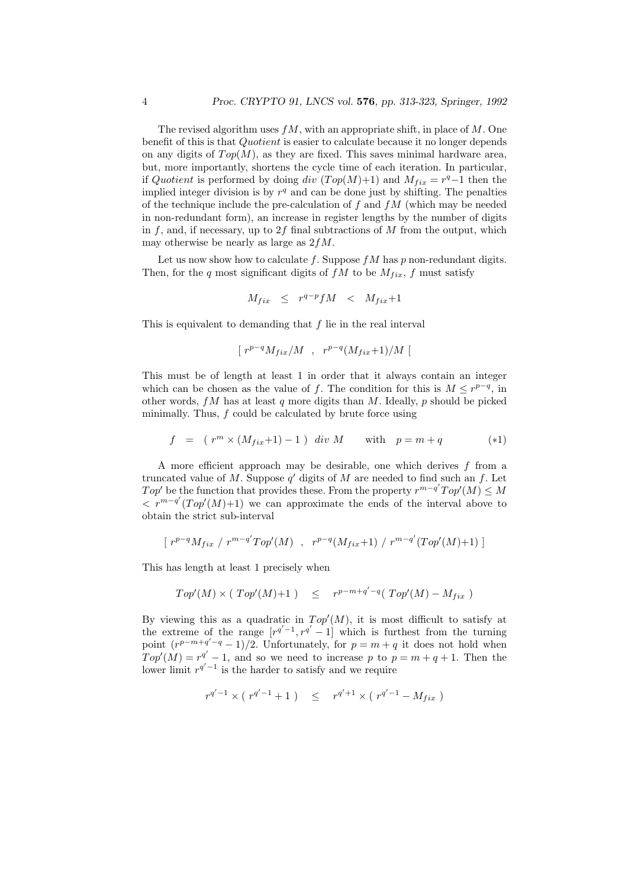The revised algorithm uses $fM$, with an appropriate shift, in place of $M$. One benefit of this is that *Quotient* is easier to calculate because it no longer depends on any digits of $Top(M)$, as they are fixed. This saves minimal hardware area, but, more importantly, shortens the cycle time of each iteration. In particular, if *Quotient* is performed by doing $div\ (Top(M)+1)$ and $M_{fix} = r^q - 1$ then the implied integer division is by $r^q$ and can be done just by shifting. The penalties of the technique include the pre-calculation of $f$ and $fM$ (which may be needed in non-redundant form), an increase in register lengths by the number of digits in $f$, and, if necessary, up to $2f$ final subtractions of $M$ from the output, which may otherwise be nearly as large as $2fM$.

Let us now show how to calculate $f$. Suppose $fM$ has $p$ non-redundant digits. Then, for the $q$ most significant digits of $fM$ to be $M_{fix}$, $f$ must satisfy

$$M_{fix} \quad \leq \quad r^{q-p} fM \quad < \quad M_{fix}+1$$

This is equivalent to demanding that $f$ lie in the real interval

$$[\ r^{p-q} M_{fix}/M \quad , \quad r^{p-q}(M_{fix}+1)/M\ [$$

This must be of length at least 1 in order that it always contain an integer which can be chosen as the value of $f$. The condition for this is $M \leq r^{p-q}$, in other words, $fM$ has at least $q$ more digits than $M$. Ideally, $p$ should be picked minimally. Thus, $f$ could be calculated by brute force using

$$f \quad = \quad (\ r^m \times (M_{fix}+1) - 1\ )\ \ div\ M \qquad \text{with} \quad p = m + q \qquad\qquad (*1)$$

A more efficient approach may be desirable, one which derives $f$ from a truncated value of $M$. Suppose $q'$ digits of $M$ are needed to find such an $f$. Let $Top'$ be the function that provides these. From the property $r^{m-q'} Top'(M) \leq M < r^{m-q'}(Top'(M)+1)$ we can approximate the ends of the interval above to obtain the strict sub-interval

$$[\ r^{p-q} M_{fix}\ /\ r^{m-q'} Top'(M) \quad , \quad r^{p-q}(M_{fix}+1)\ /\ r^{m-q'}(Top'(M)+1)\ ]$$

This has length at least 1 precisely when

$$Top'(M) \times (\ Top'(M)+1\ ) \quad \leq \quad r^{p-m+q'-q}(\ Top'(M) - M_{fix}\ )$$

By viewing this as a quadratic in $Top'(M)$, it is most difficult to satisfy at the extreme of the range $[r^{q'-1}, r^{q'} - 1]$ which is furthest from the turning point $(r^{p-m+q'-q} - 1)/2$. Unfortunately, for $p = m + q$ it does not hold when $Top'(M) = r^{q'} - 1$, and so we need to increase $p$ to $p = m + q + 1$. Then the lower limit $r^{q'-1}$ is the harder to satisfy and we require

$$r^{q'-1} \times (\ r^{q'-1} + 1\ ) \quad \leq \quad r^{q'+1} \times (\ r^{q'-1} - M_{fix}\ )$$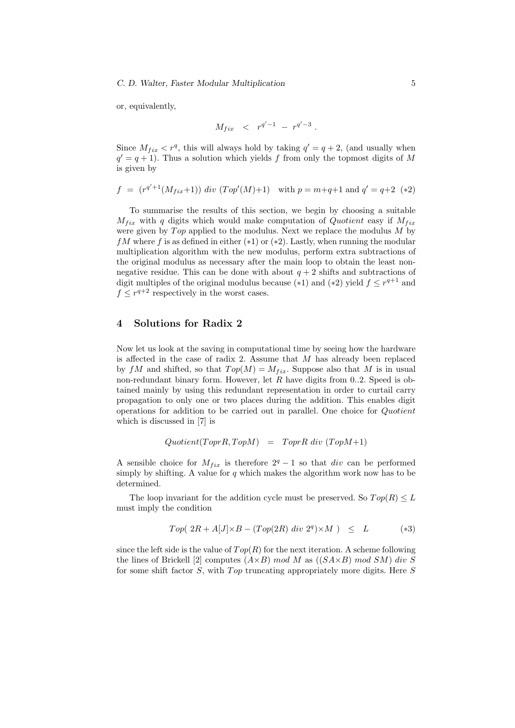or, equivalently,

$$M_{fix} \quad < \quad r^{q'-1} \ - \ r^{q'-3} \ .$$

Since $M_{fix} < r^q$, this will always hold by taking $q' = q+2$, (and usually when $q' = q+1$). Thus a solution which yields $f$ from only the topmost digits of $M$ is given by

$$f \ = \ (r^{q'+1}(M_{fix}+1)) \ div \ (Top'(M)+1) \quad \text{with } p = m+q+1 \text{ and } q' = q+2 \quad (*2)$$

To summarise the results of this section, we begin by choosing a suitable $M_{fix}$ with $q$ digits which would make computation of *Quotient* easy if $M_{fix}$ were given by *Top* applied to the modulus. Next we replace the modulus $M$ by $fM$ where $f$ is as defined in either (*1) or (*2). Lastly, when running the modular multiplication algorithm with the new modulus, perform extra subtractions of the original modulus as necessary after the main loop to obtain the least non-negative residue. This can be done with about $q+2$ shifts and subtractions of digit multiples of the original modulus because (*1) and (*2) yield $f \leq r^{q+1}$ and $f \leq r^{q+2}$ respectively in the worst cases.

## 4 Solutions for Radix 2

Now let us look at the saving in computational time by seeing how the hardware is affected in the case of radix 2. Assume that $M$ has already been replaced by $fM$ and shifted, so that $Top(M) = M_{fix}$. Suppose also that $M$ is in usual non-redundant binary form. However, let $R$ have digits from 0..2. Speed is obtained mainly by using this redundant representation in order to curtail carry propagation to only one or two places during the addition. This enables digit operations for addition to be carried out in parallel. One choice for *Quotient* which is discussed in [7] is

$$Quotient(ToprR, TopM) \quad = \quad ToprR \ div \ (TopM+1)$$

A sensible choice for $M_{fix}$ is therefore $2^q - 1$ so that *div* can be performed simply by shifting. A value for $q$ which makes the algorithm work now has to be determined.

The loop invariant for the addition cycle must be preserved. So $Top(R) \leq L$ must imply the condition

$$Top( \ 2R + A[J]{\times}B - (Top(2R) \ div \ 2^q){\times}M \ ) \quad \leq \quad L \qquad\qquad (*3)$$

since the left side is the value of $Top(R)$ for the next iteration. A scheme following the lines of Brickell [2] computes $(A{\times}B) \ mod \ M$ as $((SA{\times}B) \ mod \ SM) \ div \ S$ for some shift factor $S$, with *Top* truncating appropriately more digits. Here $S$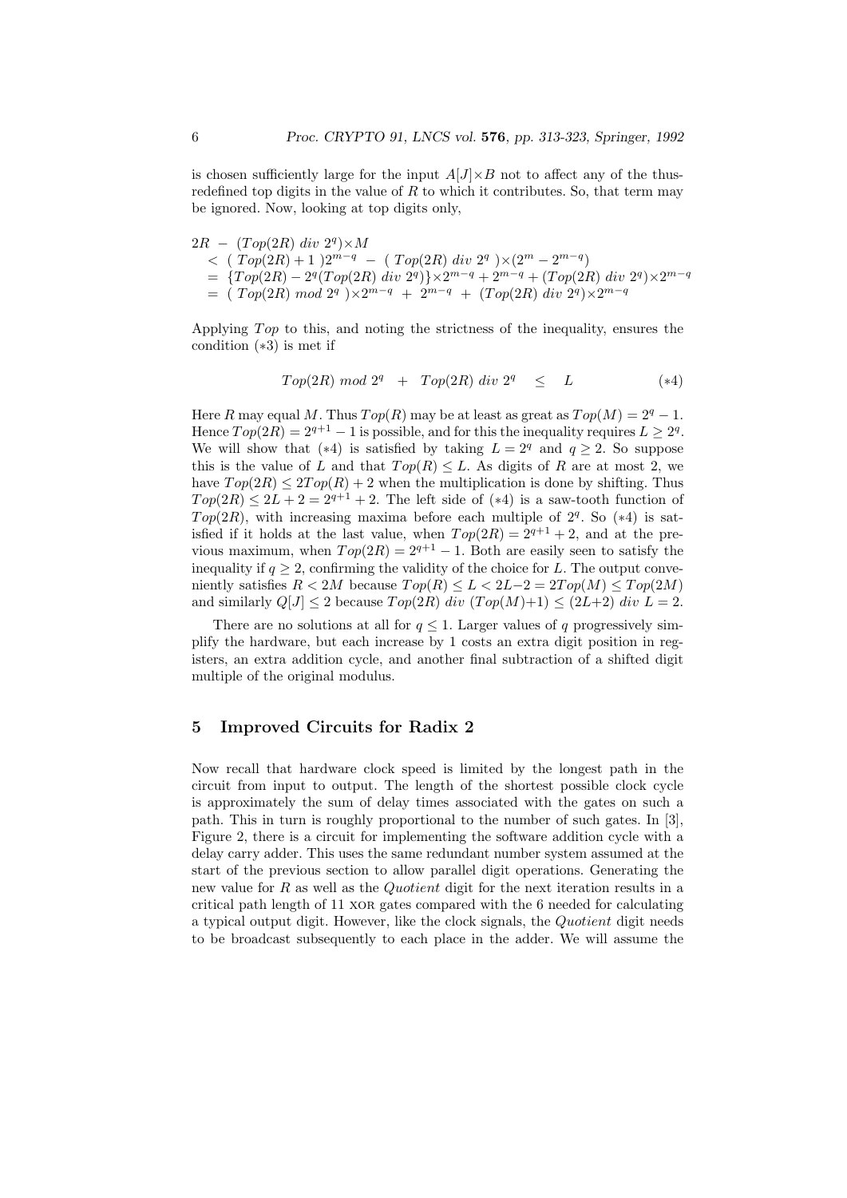is chosen sufficiently large for the input $A[J]\times B$ not to affect any of the thus-redefined top digits in the value of $R$ to which it contributes. So, that term may be ignored. Now, looking at top digits only,

$$
\begin{aligned}
&2R \;-\; (Top(2R)\ div\ 2^q)\times M \\
&\quad <\ (\ Top(2R)+1\ )2^{m-q} \;-\; (\ Top(2R)\ div\ 2^q\ )\times(2^m - 2^{m-q}) \\
&\quad =\ \{Top(2R) - 2^q(Top(2R)\ div\ 2^q)\}\times 2^{m-q} + 2^{m-q} + (Top(2R)\ div\ 2^q)\times 2^{m-q} \\
&\quad =\ (\ Top(2R)\ mod\ 2^q\ )\times 2^{m-q} \;+\; 2^{m-q} \;+\; (Top(2R)\ div\ 2^q)\times 2^{m-q}
\end{aligned}
$$

Applying $Top$ to this, and noting the strictness of the inequality, ensures the condition (∗3) is met if

$$
Top(2R)\ mod\ 2^q \quad + \quad Top(2R)\ div\ 2^q \quad \leq \quad L \qquad\qquad (*4)
$$

Here $R$ may equal $M$. Thus $Top(R)$ may be at least as great as $Top(M) = 2^q - 1$. Hence $Top(2R) = 2^{q+1} - 1$ is possible, and for this the inequality requires $L \geq 2^q$. We will show that (∗4) is satisfied by taking $L = 2^q$ and $q \geq 2$. So suppose this is the value of $L$ and that $Top(R) \leq L$. As digits of $R$ are at most 2, we have $Top(2R) \leq 2Top(R) + 2$ when the multiplication is done by shifting. Thus $Top(2R) \leq 2L + 2 = 2^{q+1} + 2$. The left side of (∗4) is a saw-tooth function of $Top(2R)$, with increasing maxima before each multiple of $2^q$. So (∗4) is satisfied if it holds at the last value, when $Top(2R) = 2^{q+1} + 2$, and at the previous maximum, when $Top(2R) = 2^{q+1} - 1$. Both are easily seen to satisfy the inequality if $q \geq 2$, confirming the validity of the choice for $L$. The output conveniently satisfies $R < 2M$ because $Top(R) \leq L < 2L{-}2 = 2Top(M) \leq Top(2M)$ and similarly $Q[J] \leq 2$ because $Top(2R)\ div\ (Top(M){+}1) \leq (2L{+}2)\ div\ L = 2$.

There are no solutions at all for $q \leq 1$. Larger values of $q$ progressively simplify the hardware, but each increase by 1 costs an extra digit position in registers, an extra addition cycle, and another final subtraction of a shifted digit multiple of the original modulus.

## 5 Improved Circuits for Radix 2

Now recall that hardware clock speed is limited by the longest path in the circuit from input to output. The length of the shortest possible clock cycle is approximately the sum of delay times associated with the gates on such a path. This in turn is roughly proportional to the number of such gates. In [3], Figure 2, there is a circuit for implementing the software addition cycle with a delay carry adder. This uses the same redundant number system assumed at the start of the previous section to allow parallel digit operations. Generating the new value for $R$ as well as the *Quotient* digit for the next iteration results in a critical path length of 11 XOR gates compared with the 6 needed for calculating a typical output digit. However, like the clock signals, the *Quotient* digit needs to be broadcast subsequently to each place in the adder. We will assume the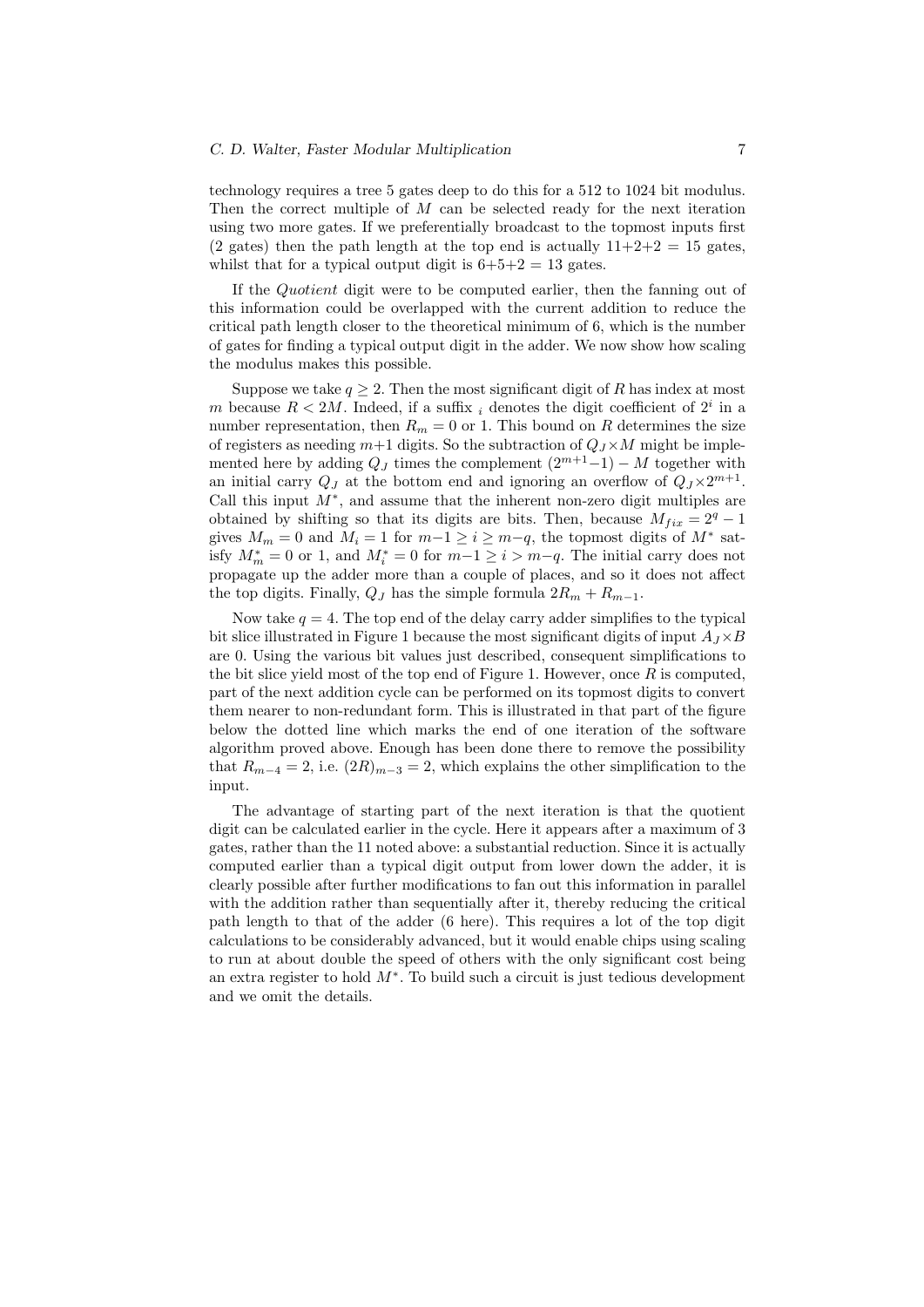technology requires a tree 5 gates deep to do this for a 512 to 1024 bit modulus. Then the correct multiple of $M$ can be selected ready for the next iteration using two more gates. If we preferentially broadcast to the topmost inputs first (2 gates) then the path length at the top end is actually 11+2+2 = 15 gates, whilst that for a typical output digit is 6+5+2 = 13 gates.

If the *Quotient* digit were to be computed earlier, then the fanning out of this information could be overlapped with the current addition to reduce the critical path length closer to the theoretical minimum of 6, which is the number of gates for finding a typical output digit in the adder. We now show how scaling the modulus makes this possible.

Suppose we take $q \geq 2$. Then the most significant digit of $R$ has index at most $m$ because $R < 2M$. Indeed, if a suffix $_i$ denotes the digit coefficient of $2^i$ in a number representation, then $R_m = 0$ or 1. This bound on $R$ determines the size of registers as needing $m{+}1$ digits. So the subtraction of $Q_J \times M$ might be implemented here by adding $Q_J$ times the complement $(2^{m+1}{-}1) - M$ together with an initial carry $Q_J$ at the bottom end and ignoring an overflow of $Q_J \times 2^{m+1}$. Call this input $M^*$, and assume that the inherent non-zero digit multiples are obtained by shifting so that its digits are bits. Then, because $M_{fix} = 2^q - 1$ gives $M_m = 0$ and $M_i = 1$ for $m{-}1 \geq i \geq m{-}q$, the topmost digits of $M^*$ satisfy $M^*_m = 0$ or 1, and $M^*_i = 0$ for $m{-}1 \geq i > m{-}q$. The initial carry does not propagate up the adder more than a couple of places, and so it does not affect the top digits. Finally, $Q_J$ has the simple formula $2R_m + R_{m-1}$.

Now take $q = 4$. The top end of the delay carry adder simplifies to the typical bit slice illustrated in Figure 1 because the most significant digits of input $A_J \times B$ are 0. Using the various bit values just described, consequent simplifications to the bit slice yield most of the top end of Figure 1. However, once $R$ is computed, part of the next addition cycle can be performed on its topmost digits to convert them nearer to non-redundant form. This is illustrated in that part of the figure below the dotted line which marks the end of one iteration of the software algorithm proved above. Enough has been done there to remove the possibility that $R_{m-4} = 2$, i.e. $(2R)_{m-3} = 2$, which explains the other simplification to the input.

The advantage of starting part of the next iteration is that the quotient digit can be calculated earlier in the cycle. Here it appears after a maximum of 3 gates, rather than the 11 noted above: a substantial reduction. Since it is actually computed earlier than a typical digit output from lower down the adder, it is clearly possible after further modifications to fan out this information in parallel with the addition rather than sequentially after it, thereby reducing the critical path length to that of the adder (6 here). This requires a lot of the top digit calculations to be considerably advanced, but it would enable chips using scaling to run at about double the speed of others with the only significant cost being an extra register to hold $M^*$. To build such a circuit is just tedious development and we omit the details.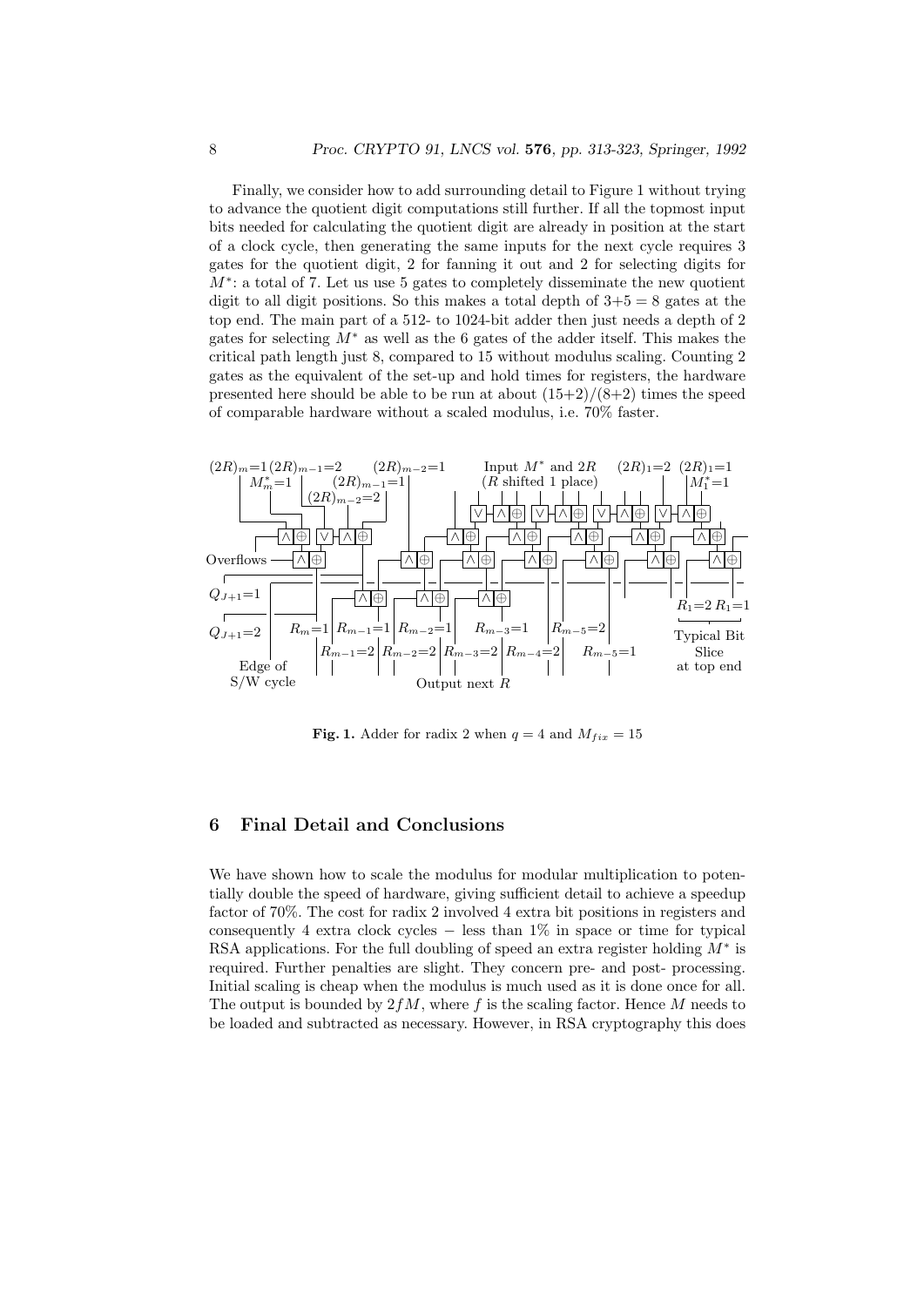Finally, we consider how to add surrounding detail to Figure 1 without trying to advance the quotient digit computations still further. If all the topmost input bits needed for calculating the quotient digit are already in position at the start of a clock cycle, then generating the same inputs for the next cycle requires 3 gates for the quotient digit, 2 for fanning it out and 2 for selecting digits for $M^*$: a total of 7. Let us use 5 gates to completely disseminate the new quotient digit to all digit positions. So this makes a total depth of 3+5 = 8 gates at the top end. The main part of a 512- to 1024-bit adder then just needs a depth of 2 gates for selecting $M^*$ as well as the 6 gates of the adder itself. This makes the critical path length just 8, compared to 15 without modulus scaling. Counting 2 gates as the equivalent of the set-up and hold times for registers, the hardware presented here should be able to be run at about (15+2)/(8+2) times the speed of comparable hardware without a scaled modulus, i.e. 70% faster.

**Fig. 1.** Adder for radix 2 when $q = 4$ and $M_{fix} = 15$

## 6 Final Detail and Conclusions

We have shown how to scale the modulus for modular multiplication to potentially double the speed of hardware, giving sufficient detail to achieve a speedup factor of 70%. The cost for radix 2 involved 4 extra bit positions in registers and consequently 4 extra clock cycles − less than 1% in space or time for typical RSA applications. For the full doubling of speed an extra register holding $M^*$ is required. Further penalties are slight. They concern pre- and post- processing. Initial scaling is cheap when the modulus is much used as it is done once for all. The output is bounded by $2fM$, where $f$ is the scaling factor. Hence $M$ needs to be loaded and subtracted as necessary. However, in RSA cryptography this does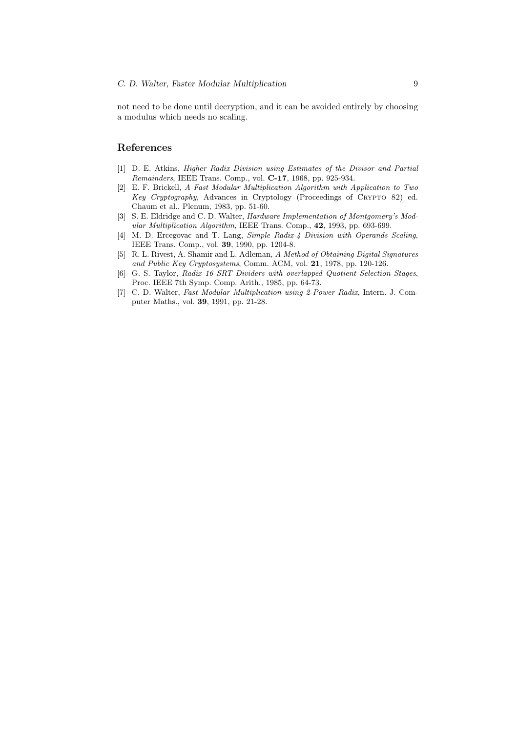not need to be done until decryption, and it can be avoided entirely by choosing a modulus which needs no scaling.

## References

1. D. E. Atkins, *Higher Radix Division using Estimates of the Divisor and Partial Remainders*, IEEE Trans. Comp., vol. **C-17**, 1968, pp. 925-934.
2. E. F. Brickell, *A Fast Modular Multiplication Algorithm with Application to Two Key Cryptography*, Advances in Cryptology (Proceedings of CRYPTO 82) ed. Chaum et al., Plenum, 1983, pp. 51-60.
3. S. E. Eldridge and C. D. Walter, *Hardware Implementation of Montgomery's Modular Multiplication Algorithm*, IEEE Trans. Comp., **42**, 1993, pp. 693-699.
4. M. D. Ercegovac and T. Lang, *Simple Radix-4 Division with Operands Scaling*, IEEE Trans. Comp., vol. **39**, 1990, pp. 1204-8.
5. R. L. Rivest, A. Shamir and L. Adleman, *A Method of Obtaining Digital Signatures and Public Key Cryptosystems*, Comm. ACM, vol. **21**, 1978, pp. 120-126.
6. G. S. Taylor, *Radix 16 SRT Dividers with overlapped Quotient Selection Stages*, Proc. IEEE 7th Symp. Comp. Arith., 1985, pp. 64-73.
7. C. D. Walter, *Fast Modular Multiplication using 2-Power Radix*, Intern. J. Computer Maths., vol. **39**, 1991, pp. 21-28.